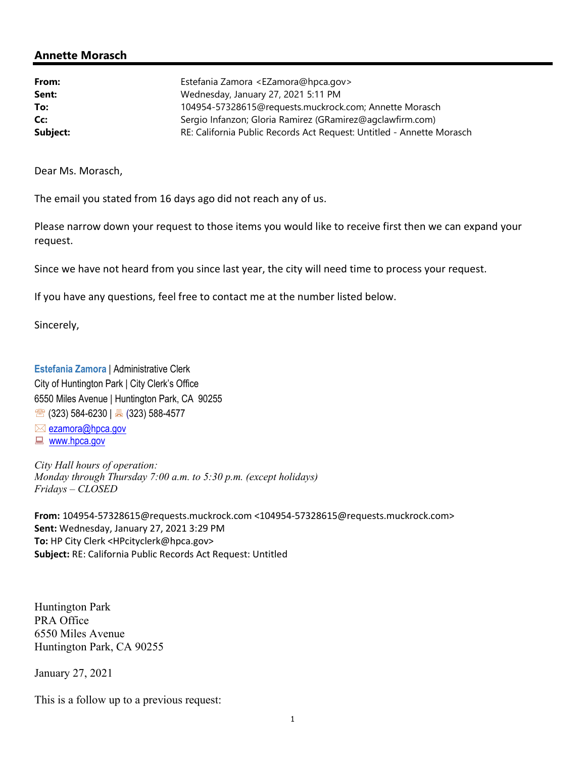## Annette Morasch

| | |
|---|---|
| **From:** | Estefania Zamora <EZamora@hpca.gov> |
| **Sent:** | Wednesday, January 27, 2021 5:11 PM |
| **To:** | 104954-57328615@requests.muckrock.com; Annette Morasch |
| **Cc:** | Sergio Infanzon; Gloria Ramirez (GRamirez@agclawfirm.com) |
| **Subject:** | RE: California Public Records Act Request: Untitled - Annette Morasch |

Dear Ms. Morasch,

The email you stated from 16 days ago did not reach any of us.

Please narrow down your request to those items you would like to receive first then we can expand your request.

Since we have not heard from you since last year, the city will need time to process your request.

If you have any questions, feel free to contact me at the number listed below.

Sincerely,

**Estefania Zamora** | Administrative Clerk
City of Huntington Park | City Clerk's Office
6550 Miles Avenue | Huntington Park, CA 90255
(323) 584-6230 | (323) 588-4577
ezamora@hpca.gov
www.hpca.gov

*City Hall hours of operation:*
*Monday through Thursday 7:00 a.m. to 5:30 p.m. (except holidays)*
*Fridays – CLOSED*

**From:** 104954-57328615@requests.muckrock.com <104954-57328615@requests.muckrock.com>
**Sent:** Wednesday, January 27, 2021 3:29 PM
**To:** HP City Clerk <HPcityclerk@hpca.gov>
**Subject:** RE: California Public Records Act Request: Untitled

Huntington Park
PRA Office
6550 Miles Avenue
Huntington Park, CA 90255

January 27, 2021

This is a follow up to a previous request: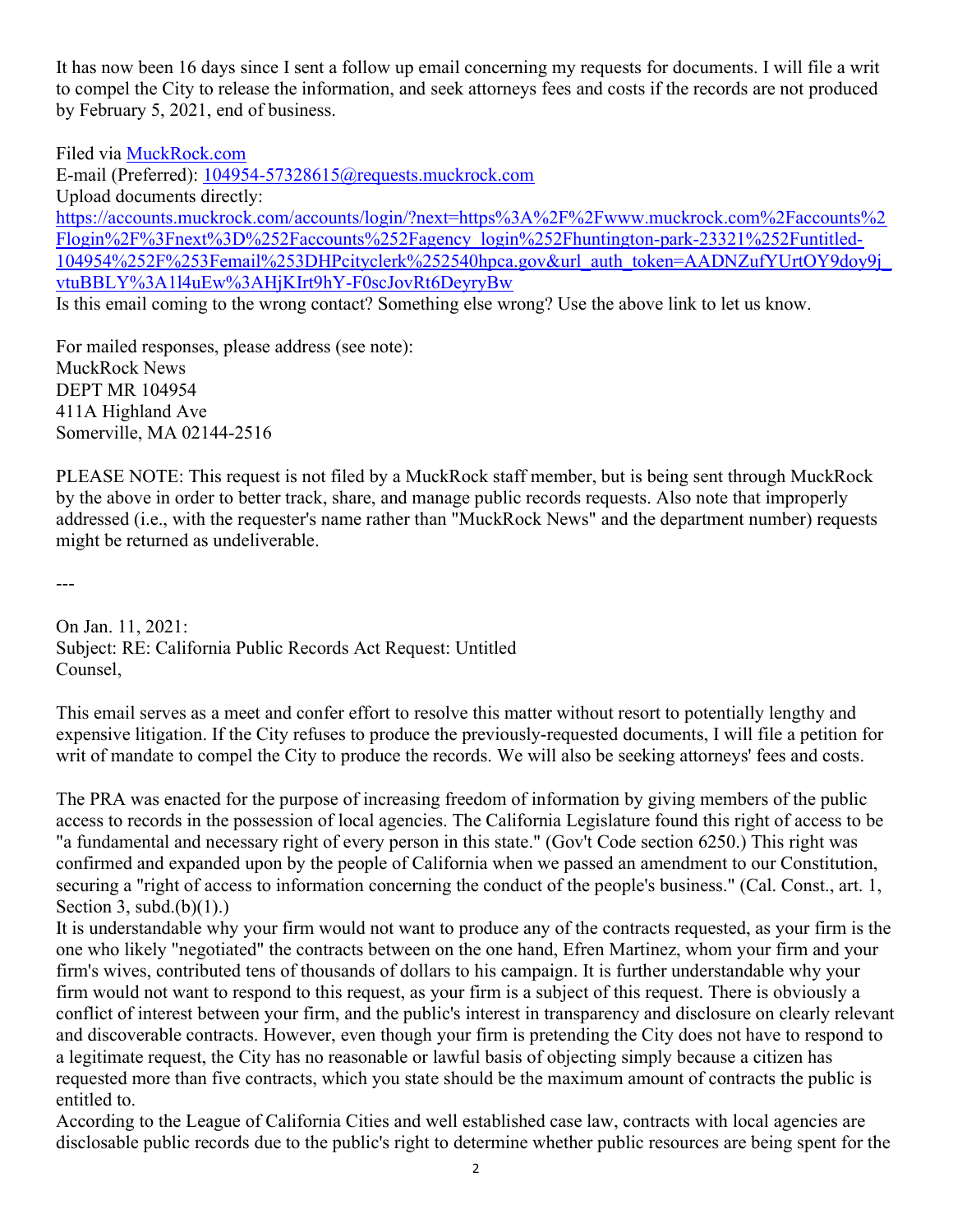It has now been 16 days since I sent a follow up email concerning my requests for documents. I will file a writ to compel the City to release the information, and seek attorneys fees and costs if the records are not produced by February 5, 2021, end of business.

Filed via [MuckRock.com](https://www.muckrock.com)
E-mail (Preferred): 104954-57328615@requests.muckrock.com
Upload documents directly:
https://accounts.muckrock.com/accounts/login/?next=https%3A%2F%2Fwww.muckrock.com%2Faccounts%2Flogin%2F%3Fnext%3D%252Faccounts%252Fagency_login%252Fhuntington-park-23321%252Funtitled-104954%252F%253Femail%253DHPcityclerk%252540hpca.gov&url_auth_token=AADNZufYUrtOY9doy9j_vtuBBLY%3A1l4uEw%3AHjKIrt9hY-F0scJovRt6DeyryBw
Is this email coming to the wrong contact? Something else wrong? Use the above link to let us know.

For mailed responses, please address (see note):
MuckRock News
DEPT MR 104954
411A Highland Ave
Somerville, MA 02144-2516

PLEASE NOTE: This request is not filed by a MuckRock staff member, but is being sent through MuckRock by the above in order to better track, share, and manage public records requests. Also note that improperly addressed (i.e., with the requester's name rather than "MuckRock News" and the department number) requests might be returned as undeliverable.

---

On Jan. 11, 2021:
Subject: RE: California Public Records Act Request: Untitled
Counsel,

This email serves as a meet and confer effort to resolve this matter without resort to potentially lengthy and expensive litigation. If the City refuses to produce the previously-requested documents, I will file a petition for writ of mandate to compel the City to produce the records. We will also be seeking attorneys' fees and costs.

The PRA was enacted for the purpose of increasing freedom of information by giving members of the public access to records in the possession of local agencies. The California Legislature found this right of access to be "a fundamental and necessary right of every person in this state." (Gov't Code section 6250.) This right was confirmed and expanded upon by the people of California when we passed an amendment to our Constitution, securing a "right of access to information concerning the conduct of the people's business." (Cal. Const., art. 1, Section 3, subd.(b)(1).)
It is understandable why your firm would not want to produce any of the contracts requested, as your firm is the one who likely "negotiated" the contracts between on the one hand, Efren Martinez, whom your firm and your firm's wives, contributed tens of thousands of dollars to his campaign. It is further understandable why your firm would not want to respond to this request, as your firm is a subject of this request. There is obviously a conflict of interest between your firm, and the public's interest in transparency and disclosure on clearly relevant and discoverable contracts. However, even though your firm is pretending the City does not have to respond to a legitimate request, the City has no reasonable or lawful basis of objecting simply because a citizen has requested more than five contracts, which you state should be the maximum amount of contracts the public is entitled to.
According to the League of California Cities and well established case law, contracts with local agencies are disclosable public records due to the public's right to determine whether public resources are being spent for the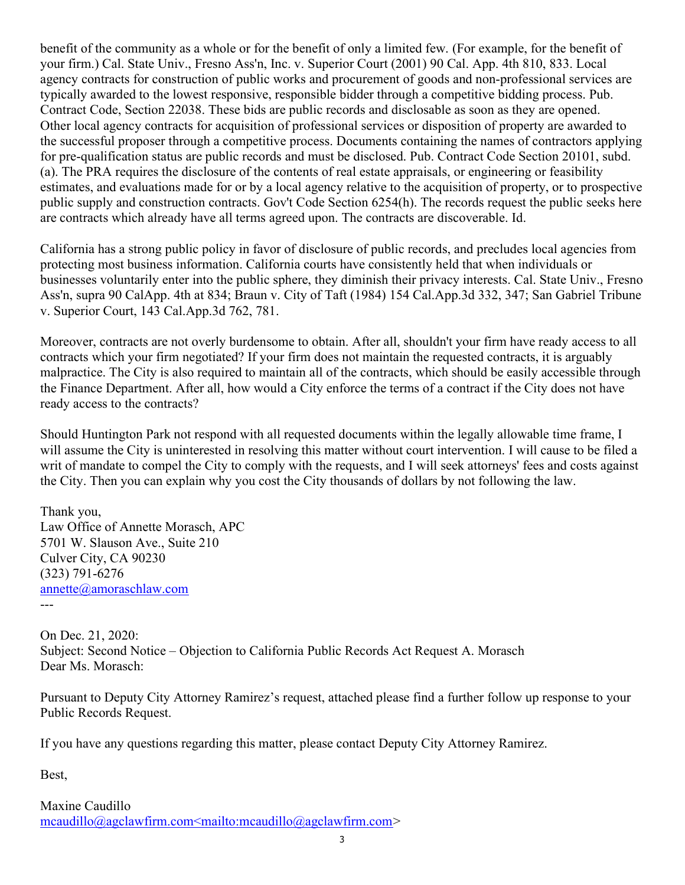benefit of the community as a whole or for the benefit of only a limited few. (For example, for the benefit of your firm.) Cal. State Univ., Fresno Ass'n, Inc. v. Superior Court (2001) 90 Cal. App. 4th 810, 833. Local agency contracts for construction of public works and procurement of goods and non-professional services are typically awarded to the lowest responsive, responsible bidder through a competitive bidding process. Pub. Contract Code, Section 22038. These bids are public records and disclosable as soon as they are opened. Other local agency contracts for acquisition of professional services or disposition of property are awarded to the successful proposer through a competitive process. Documents containing the names of contractors applying for pre-qualification status are public records and must be disclosed. Pub. Contract Code Section 20101, subd. (a). The PRA requires the disclosure of the contents of real estate appraisals, or engineering or feasibility estimates, and evaluations made for or by a local agency relative to the acquisition of property, or to prospective public supply and construction contracts. Gov't Code Section 6254(h). The records request the public seeks here are contracts which already have all terms agreed upon. The contracts are discoverable. Id.

California has a strong public policy in favor of disclosure of public records, and precludes local agencies from protecting most business information. California courts have consistently held that when individuals or businesses voluntarily enter into the public sphere, they diminish their privacy interests. Cal. State Univ., Fresno Ass'n, supra 90 CalApp. 4th at 834; Braun v. City of Taft (1984) 154 Cal.App.3d 332, 347; San Gabriel Tribune v. Superior Court, 143 Cal.App.3d 762, 781.

Moreover, contracts are not overly burdensome to obtain. After all, shouldn't your firm have ready access to all contracts which your firm negotiated? If your firm does not maintain the requested contracts, it is arguably malpractice. The City is also required to maintain all of the contracts, which should be easily accessible through the Finance Department. After all, how would a City enforce the terms of a contract if the City does not have ready access to the contracts?

Should Huntington Park not respond with all requested documents within the legally allowable time frame, I will assume the City is uninterested in resolving this matter without court intervention. I will cause to be filed a writ of mandate to compel the City to comply with the requests, and I will seek attorneys' fees and costs against the City. Then you can explain why you cost the City thousands of dollars by not following the law.

Thank you,
Law Office of Annette Morasch, APC
5701 W. Slauson Ave., Suite 210
Culver City, CA 90230
(323) 791-6276
annette@amoraschlaw.com
---

On Dec. 21, 2020:
Subject: Second Notice – Objection to California Public Records Act Request A. Morasch
Dear Ms. Morasch:

Pursuant to Deputy City Attorney Ramirez's request, attached please find a further follow up response to your Public Records Request.

If you have any questions regarding this matter, please contact Deputy City Attorney Ramirez.

Best,

Maxine Caudillo
mcaudillo@agclawfirm.com<mailto:mcaudillo@agclawfirm.com>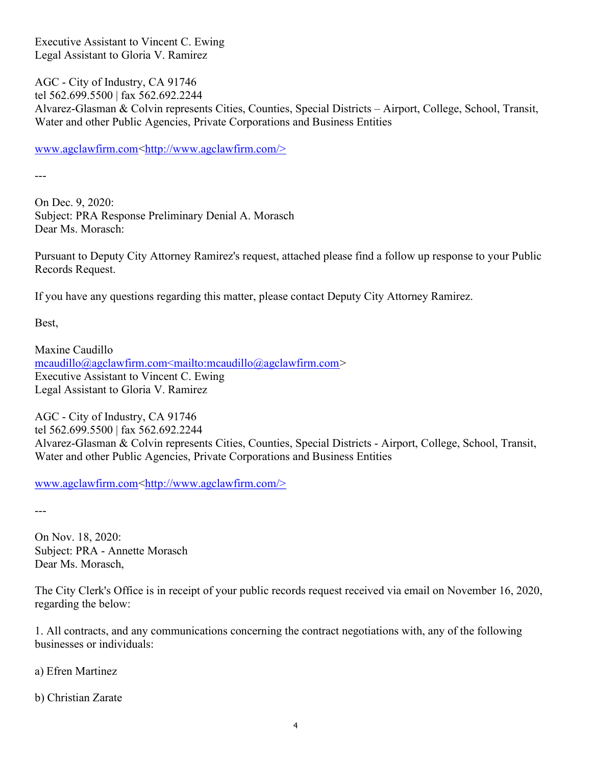Executive Assistant to Vincent C. Ewing
Legal Assistant to Gloria V. Ramirez

AGC - City of Industry, CA 91746
tel 562.699.5500 | fax 562.692.2244
Alvarez-Glasman & Colvin represents Cities, Counties, Special Districts – Airport, College, School, Transit, Water and other Public Agencies, Private Corporations and Business Entities

www.agclawfirm.com<http://www.agclawfirm.com/>

---

On Dec. 9, 2020:
Subject: PRA Response Preliminary Denial A. Morasch
Dear Ms. Morasch:

Pursuant to Deputy City Attorney Ramirez's request, attached please find a follow up response to your Public Records Request.

If you have any questions regarding this matter, please contact Deputy City Attorney Ramirez.

Best,

Maxine Caudillo
mcaudillo@agclawfirm.com<mailto:mcaudillo@agclawfirm.com>
Executive Assistant to Vincent C. Ewing
Legal Assistant to Gloria V. Ramirez

AGC - City of Industry, CA 91746
tel 562.699.5500 | fax 562.692.2244
Alvarez-Glasman & Colvin represents Cities, Counties, Special Districts - Airport, College, School, Transit, Water and other Public Agencies, Private Corporations and Business Entities

www.agclawfirm.com<http://www.agclawfirm.com/>

---

On Nov. 18, 2020:
Subject: PRA - Annette Morasch
Dear Ms. Morasch,

The City Clerk's Office is in receipt of your public records request received via email on November 16, 2020, regarding the below:

1. All contracts, and any communications concerning the contract negotiations with, any of the following businesses or individuals:

a) Efren Martinez

b) Christian Zarate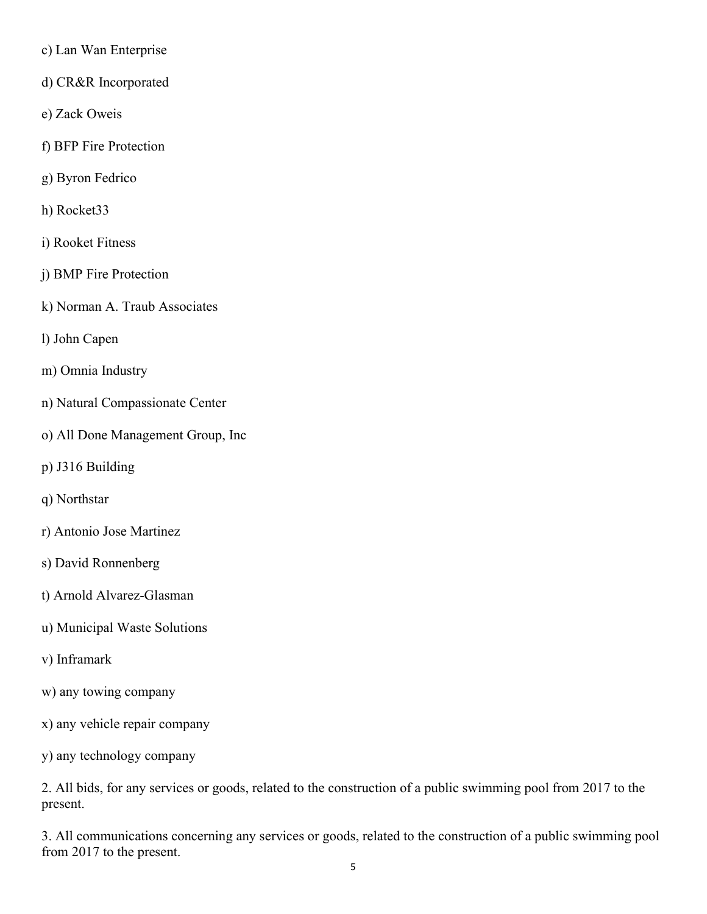c) Lan Wan Enterprise

d) CR&R Incorporated

e) Zack Oweis

f) BFP Fire Protection

g) Byron Fedrico

h) Rocket33

i) Rooket Fitness

j) BMP Fire Protection

k) Norman A. Traub Associates

l) John Capen

m) Omnia Industry

n) Natural Compassionate Center

o) All Done Management Group, Inc

p) J316 Building

q) Northstar

r) Antonio Jose Martinez

s) David Ronnenberg

t) Arnold Alvarez-Glasman

u) Municipal Waste Solutions

v) Inframark

w) any towing company

x) any vehicle repair company

y) any technology company

2. All bids, for any services or goods, related to the construction of a public swimming pool from 2017 to the present.

3. All communications concerning any services or goods, related to the construction of a public swimming pool from 2017 to the present.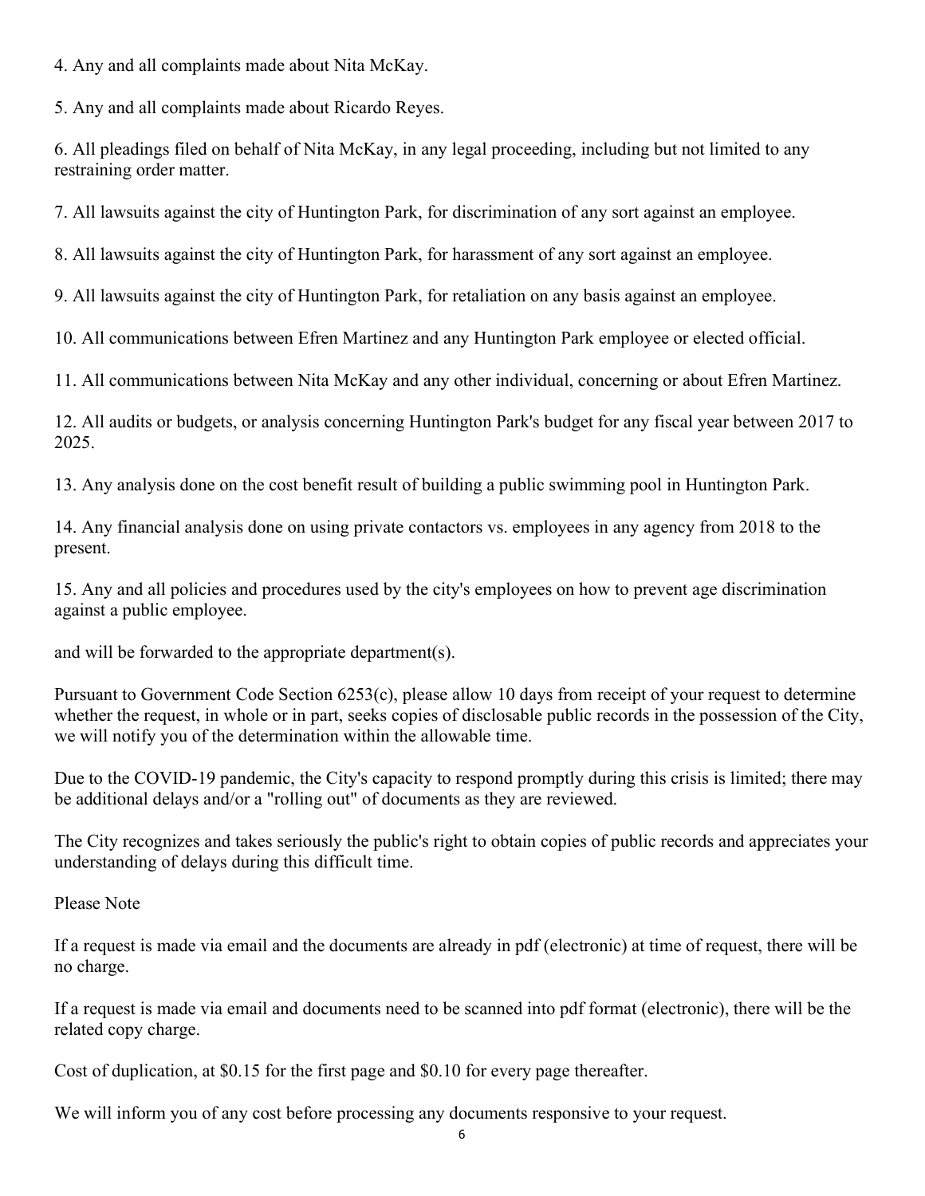4. Any and all complaints made about Nita McKay.

5. Any and all complaints made about Ricardo Reyes.

6. All pleadings filed on behalf of Nita McKay, in any legal proceeding, including but not limited to any restraining order matter.

7. All lawsuits against the city of Huntington Park, for discrimination of any sort against an employee.

8. All lawsuits against the city of Huntington Park, for harassment of any sort against an employee.

9. All lawsuits against the city of Huntington Park, for retaliation on any basis against an employee.

10. All communications between Efren Martinez and any Huntington Park employee or elected official.

11. All communications between Nita McKay and any other individual, concerning or about Efren Martinez.

12. All audits or budgets, or analysis concerning Huntington Park's budget for any fiscal year between 2017 to 2025.

13. Any analysis done on the cost benefit result of building a public swimming pool in Huntington Park.

14. Any financial analysis done on using private contactors vs. employees in any agency from 2018 to the present.

15. Any and all policies and procedures used by the city's employees on how to prevent age discrimination against a public employee.

and will be forwarded to the appropriate department(s).

Pursuant to Government Code Section 6253(c), please allow 10 days from receipt of your request to determine whether the request, in whole or in part, seeks copies of disclosable public records in the possession of the City, we will notify you of the determination within the allowable time.

Due to the COVID-19 pandemic, the City's capacity to respond promptly during this crisis is limited; there may be additional delays and/or a "rolling out" of documents as they are reviewed.

The City recognizes and takes seriously the public's right to obtain copies of public records and appreciates your understanding of delays during this difficult time.

Please Note

If a request is made via email and the documents are already in pdf (electronic) at time of request, there will be no charge.

If a request is made via email and documents need to be scanned into pdf format (electronic), there will be the related copy charge.

Cost of duplication, at $0.15 for the first page and $0.10 for every page thereafter.

We will inform you of any cost before processing any documents responsive to your request.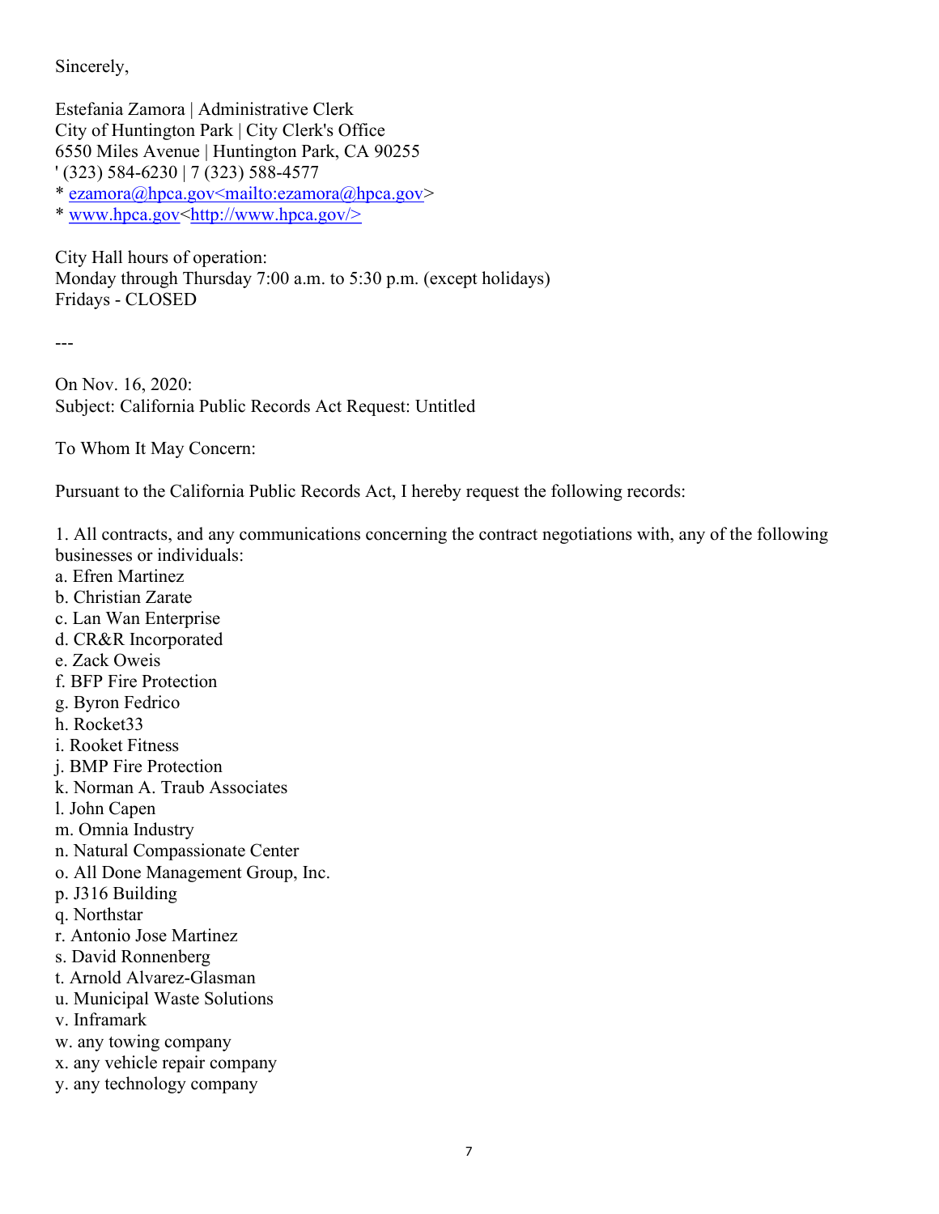Sincerely,

Estefania Zamora | Administrative Clerk
City of Huntington Park | City Clerk's Office
6550 Miles Avenue | Huntington Park, CA 90255
' (323) 584-6230 | 7 (323) 588-4577
* ezamora@hpca.gov<mailto:ezamora@hpca.gov>
* www.hpca.gov<http://www.hpca.gov/>

City Hall hours of operation:
Monday through Thursday 7:00 a.m. to 5:30 p.m. (except holidays)
Fridays - CLOSED

---

On Nov. 16, 2020:
Subject: California Public Records Act Request: Untitled

To Whom It May Concern:

Pursuant to the California Public Records Act, I hereby request the following records:

1. All contracts, and any communications concerning the contract negotiations with, any of the following businesses or individuals:
a. Efren Martinez
b. Christian Zarate
c. Lan Wan Enterprise
d. CR&R Incorporated
e. Zack Oweis
f. BFP Fire Protection
g. Byron Fedrico
h. Rocket33
i. Rooket Fitness
j. BMP Fire Protection
k. Norman A. Traub Associates
l. John Capen
m. Omnia Industry
n. Natural Compassionate Center
o. All Done Management Group, Inc.
p. J316 Building
q. Northstar
r. Antonio Jose Martinez
s. David Ronnenberg
t. Arnold Alvarez-Glasman
u. Municipal Waste Solutions
v. Inframark
w. any towing company
x. any vehicle repair company
y. any technology company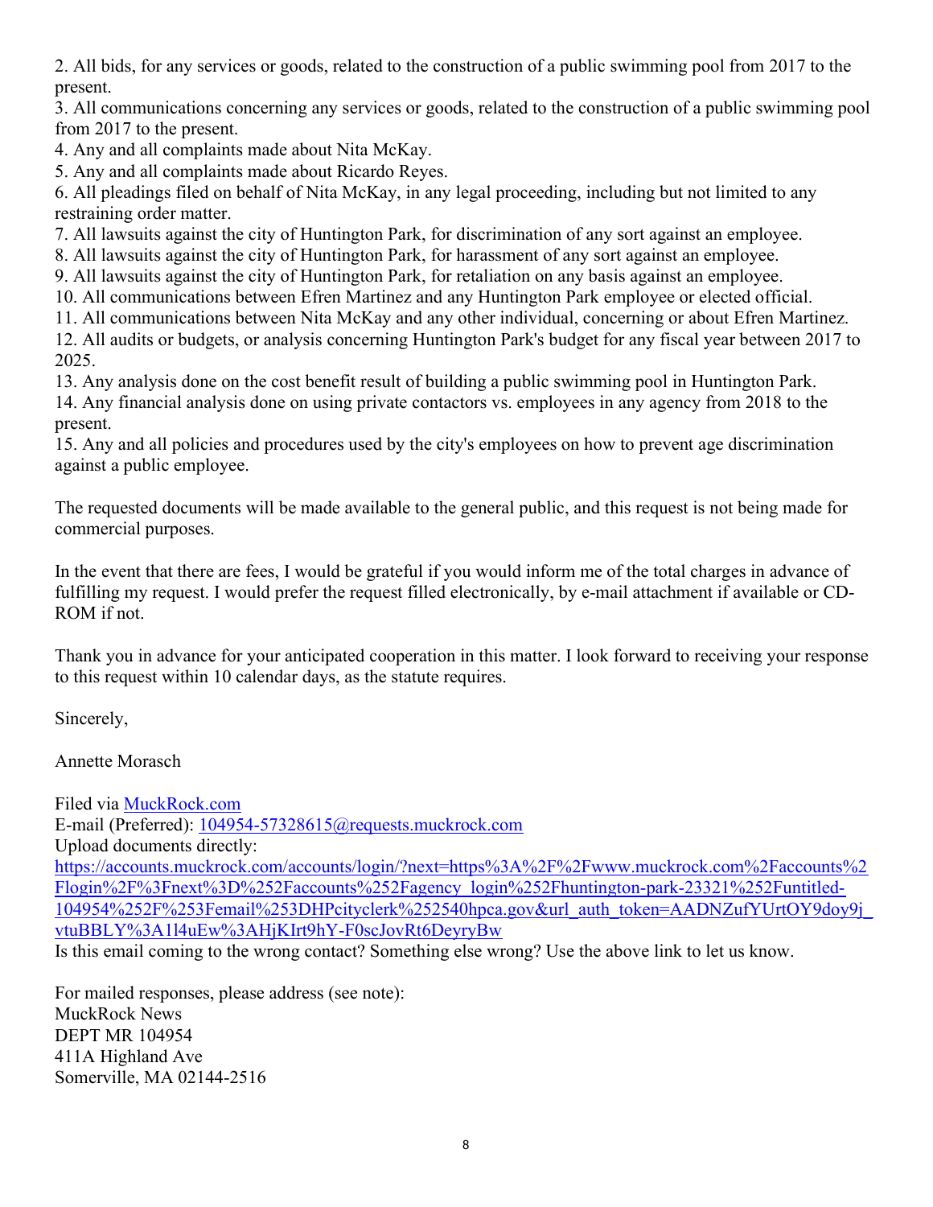2. All bids, for any services or goods, related to the construction of a public swimming pool from 2017 to the present.
3. All communications concerning any services or goods, related to the construction of a public swimming pool from 2017 to the present.
4. Any and all complaints made about Nita McKay.
5. Any and all complaints made about Ricardo Reyes.
6. All pleadings filed on behalf of Nita McKay, in any legal proceeding, including but not limited to any restraining order matter.
7. All lawsuits against the city of Huntington Park, for discrimination of any sort against an employee.
8. All lawsuits against the city of Huntington Park, for harassment of any sort against an employee.
9. All lawsuits against the city of Huntington Park, for retaliation on any basis against an employee.
10. All communications between Efren Martinez and any Huntington Park employee or elected official.
11. All communications between Nita McKay and any other individual, concerning or about Efren Martinez.
12. All audits or budgets, or analysis concerning Huntington Park's budget for any fiscal year between 2017 to 2025.
13. Any analysis done on the cost benefit result of building a public swimming pool in Huntington Park.
14. Any financial analysis done on using private contactors vs. employees in any agency from 2018 to the present.
15. Any and all policies and procedures used by the city's employees on how to prevent age discrimination against a public employee.

The requested documents will be made available to the general public, and this request is not being made for commercial purposes.

In the event that there are fees, I would be grateful if you would inform me of the total charges in advance of fulfilling my request. I would prefer the request filled electronically, by e-mail attachment if available or CD-ROM if not.

Thank you in advance for your anticipated cooperation in this matter. I look forward to receiving your response to this request within 10 calendar days, as the statute requires.

Sincerely,

Annette Morasch

Filed via [MuckRock.com](https://www.muckrock.com)
E-mail (Preferred): 104954-57328615@requests.muckrock.com
Upload documents directly:
https://accounts.muckrock.com/accounts/login/?next=https%3A%2F%2Fwww.muckrock.com%2Faccounts%2Flogin%2F%3Fnext%3D%252Faccounts%252Fagency_login%252Fhuntington-park-23321%252Funtitled-104954%252F%253Femail%253DHPcityclerk%252540hpca.gov&url_auth_token=AADNZufYUrtOY9doy9j_vtuBBLY%3A1l4uEw%3AHjKIrt9hY-F0scJovRt6DeyryBw
Is this email coming to the wrong contact? Something else wrong? Use the above link to let us know.

For mailed responses, please address (see note):
MuckRock News
DEPT MR 104954
411A Highland Ave
Somerville, MA 02144-2516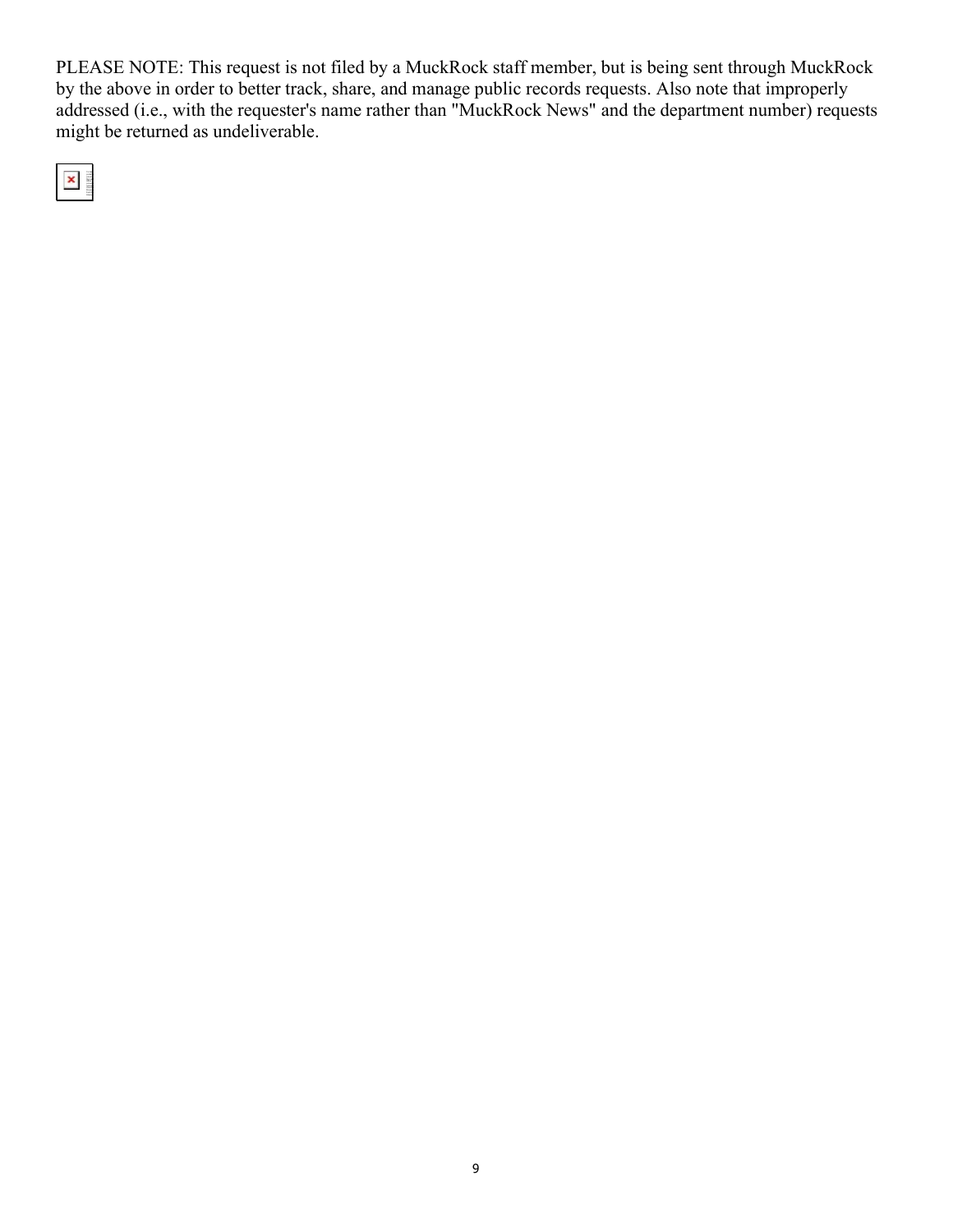PLEASE NOTE: This request is not filed by a MuckRock staff member, but is being sent through MuckRock by the above in order to better track, share, and manage public records requests. Also note that improperly addressed (i.e., with the requester's name rather than "MuckRock News" and the department number) requests might be returned as undeliverable.